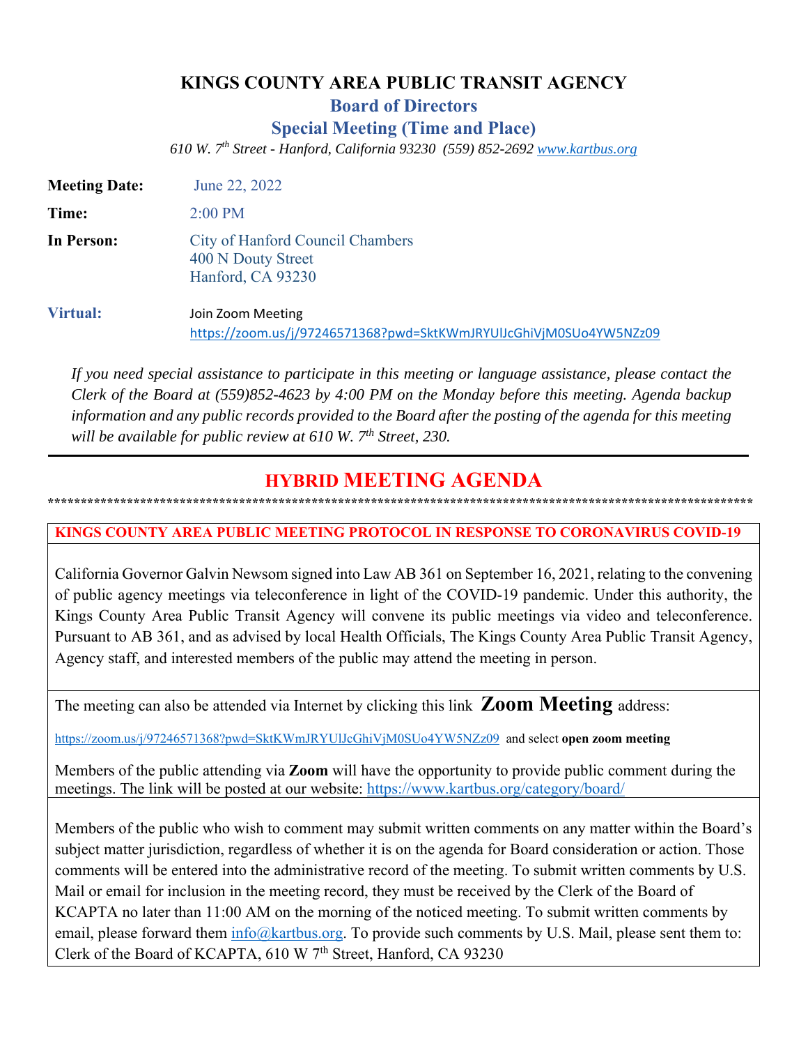# KINGS COUNTY AREA PUBLIC TRANSIT AGENCY

## Board of Directors

## Special Meeting (Time and Place)

*610 W. 7th Street - Hanford, California 93230 (559) 852-2692 [www.kartbus.org](http://www.kartbus.org)*

**Meeting Date:** June 22, 2022

**Time:** 2:00 PM

**In Person:** City of Hanford Council Chambers
400 N Douty Street
Hanford, CA 93230

**Virtual:** Join Zoom Meeting
https://zoom.us/j/97246571368?pwd=SktKWmJRYUlJcGhiVjM0SUo4YW5NZz09

*If you need special assistance to participate in this meeting or language assistance, please contact the Clerk of the Board at (559)852-4623 by 4:00 PM on the Monday before this meeting. Agenda backup information and any public records provided to the Board after the posting of the agenda for this meeting will be available for public review at 610 W. 7th Street, 230.*

---

## HYBRID MEETING AGENDA

*********************************************************************************************************

**KINGS COUNTY AREA PUBLIC MEETING PROTOCOL IN RESPONSE TO CORONAVIRUS COVID-19**

California Governor Galvin Newsom signed into Law AB 361 on September 16, 2021, relating to the convening of public agency meetings via teleconference in light of the COVID-19 pandemic. Under this authority, the Kings County Area Public Transit Agency will convene its public meetings via video and teleconference. Pursuant to AB 361, and as advised by local Health Officials, The Kings County Area Public Transit Agency, Agency staff, and interested members of the public may attend the meeting in person.

The meeting can also be attended via Internet by clicking this link **Zoom Meeting** address:

https://zoom.us/j/97246571368?pwd=SktKWmJRYUlJcGhiVjM0SUo4YW5NZz09 and select **open zoom meeting**

Members of the public attending via **Zoom** will have the opportunity to provide public comment during the meetings. The link will be posted at our website: https://www.kartbus.org/category/board/

Members of the public who wish to comment may submit written comments on any matter within the Board's subject matter jurisdiction, regardless of whether it is on the agenda for Board consideration or action. Those comments will be entered into the administrative record of the meeting. To submit written comments by U.S. Mail or email for inclusion in the meeting record, they must be received by the Clerk of the Board of KCAPTA no later than 11:00 AM on the morning of the noticed meeting. To submit written comments by email, please forward them info@kartbus.org. To provide such comments by U.S. Mail, please sent them to: Clerk of the Board of KCAPTA, 610 W 7th Street, Hanford, CA 93230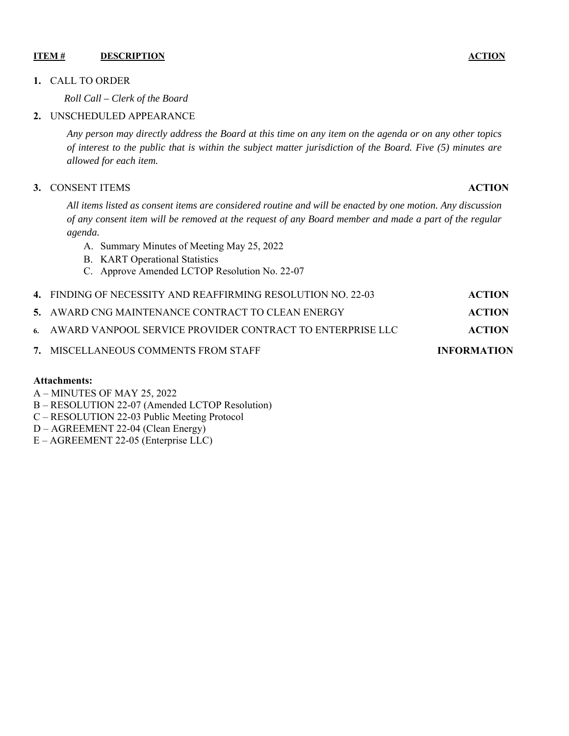| ITEM # | DESCRIPTION | ACTION |
|---|---|---|

**1.** CALL TO ORDER

*Roll Call – Clerk of the Board*

**2.** UNSCHEDULED APPEARANCE

*Any person may directly address the Board at this time on any item on the agenda or on any other topics of interest to the public that is within the subject matter jurisdiction of the Board. Five (5) minutes are allowed for each item.*

**3.** CONSENT ITEMS **ACTION**

*All items listed as consent items are considered routine and will be enacted by one motion. Any discussion of any consent item will be removed at the request of any Board member and made a part of the regular agenda.*

A. Summary Minutes of Meeting May 25, 2022
B. KART Operational Statistics
C. Approve Amended LCTOP Resolution No. 22-07

**4.** FINDING OF NECESSITY AND REAFFIRMING RESOLUTION NO. 22-03 **ACTION**

**5.** AWARD CNG MAINTENANCE CONTRACT TO CLEAN ENERGY **ACTION**

**6.** AWARD VANPOOL SERVICE PROVIDER CONTRACT TO ENTERPRISE LLC **ACTION**

**7.** MISCELLANEOUS COMMENTS FROM STAFF **INFORMATION**

**Attachments:**

A – MINUTES OF MAY 25, 2022
B – RESOLUTION 22-07 (Amended LCTOP Resolution)
C – RESOLUTION 22-03 Public Meeting Protocol
D – AGREEMENT 22-04 (Clean Energy)
E – AGREEMENT 22-05 (Enterprise LLC)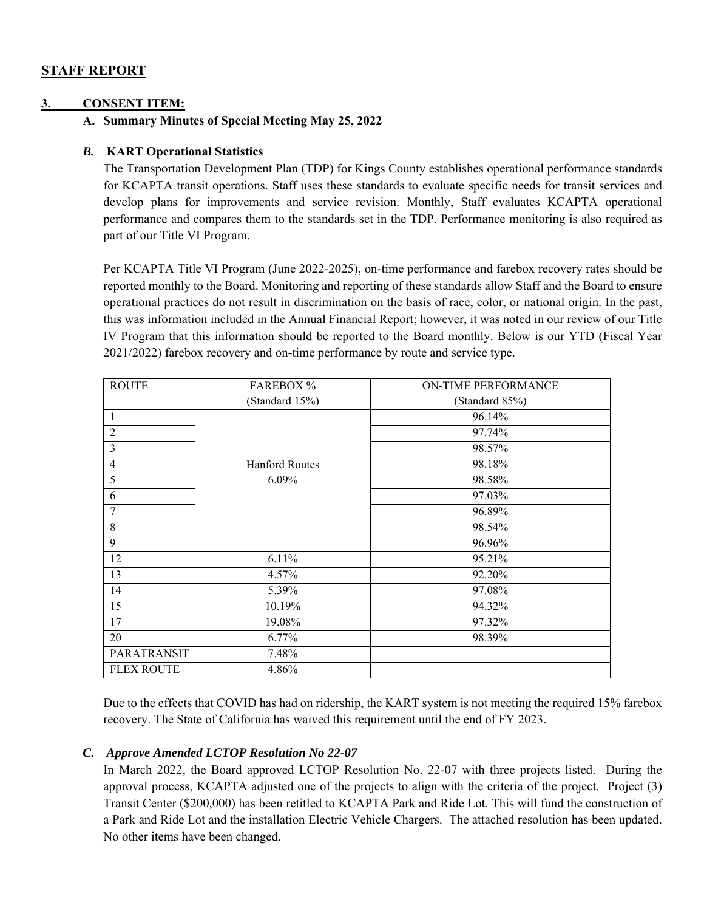## STAFF REPORT

**3. CONSENT ITEM:**

**A. Summary Minutes of Special Meeting May 25, 2022**

***B. KART Operational Statistics***

The Transportation Development Plan (TDP) for Kings County establishes operational performance standards for KCAPTA transit operations. Staff uses these standards to evaluate specific needs for transit services and develop plans for improvements and service revision. Monthly, Staff evaluates KCAPTA operational performance and compares them to the standards set in the TDP. Performance monitoring is also required as part of our Title VI Program.

Per KCAPTA Title VI Program (June 2022-2025), on-time performance and farebox recovery rates should be reported monthly to the Board. Monitoring and reporting of these standards allow Staff and the Board to ensure operational practices do not result in discrimination on the basis of race, color, or national origin. In the past, this was information included in the Annual Financial Report; however, it was noted in our review of our Title IV Program that this information should be reported to the Board monthly. Below is our YTD (Fiscal Year 2021/2022) farebox recovery and on-time performance by route and service type.

| ROUTE | FAREBOX % (Standard 15%) | ON-TIME PERFORMANCE (Standard 85%) |
|---|---|---|
| 1 | Hanford Routes 6.09% | 96.14% |
| 2 | | 97.74% |
| 3 | | 98.57% |
| 4 | | 98.18% |
| 5 | | 98.58% |
| 6 | | 97.03% |
| 7 | | 96.89% |
| 8 | | 98.54% |
| 9 | | 96.96% |
| 12 | 6.11% | 95.21% |
| 13 | 4.57% | 92.20% |
| 14 | 5.39% | 97.08% |
| 15 | 10.19% | 94.32% |
| 17 | 19.08% | 97.32% |
| 20 | 6.77% | 98.39% |
| PARATRANSIT | 7.48% | |
| FLEX ROUTE | 4.86% | |

Due to the effects that COVID has had on ridership, the KART system is not meeting the required 15% farebox recovery. The State of California has waived this requirement until the end of FY 2023.

***C. Approve Amended LCTOP Resolution No 22-07***

In March 2022, the Board approved LCTOP Resolution No. 22-07 with three projects listed. During the approval process, KCAPTA adjusted one of the projects to align with the criteria of the project. Project (3) Transit Center ($200,000) has been retitled to KCAPTA Park and Ride Lot. This will fund the construction of a Park and Ride Lot and the installation Electric Vehicle Chargers. The attached resolution has been updated. No other items have been changed.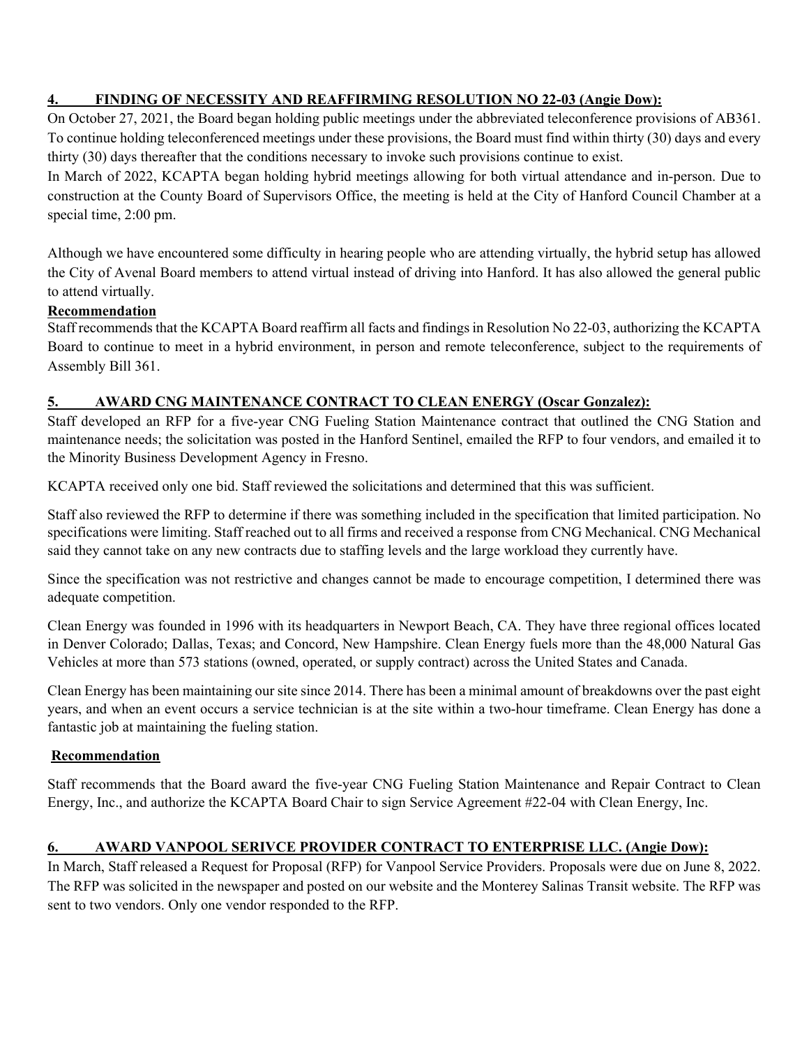**4. FINDING OF NECESSITY AND REAFFIRMING RESOLUTION NO 22-03 (Angie Dow):**

On October 27, 2021, the Board began holding public meetings under the abbreviated teleconference provisions of AB361. To continue holding teleconferenced meetings under these provisions, the Board must find within thirty (30) days and every thirty (30) days thereafter that the conditions necessary to invoke such provisions continue to exist.

In March of 2022, KCAPTA began holding hybrid meetings allowing for both virtual attendance and in-person. Due to construction at the County Board of Supervisors Office, the meeting is held at the City of Hanford Council Chamber at a special time, 2:00 pm.

Although we have encountered some difficulty in hearing people who are attending virtually, the hybrid setup has allowed the City of Avenal Board members to attend virtual instead of driving into Hanford. It has also allowed the general public to attend virtually.

**Recommendation**

Staff recommends that the KCAPTA Board reaffirm all facts and findings in Resolution No 22-03, authorizing the KCAPTA Board to continue to meet in a hybrid environment, in person and remote teleconference, subject to the requirements of Assembly Bill 361.

**5. AWARD CNG MAINTENANCE CONTRACT TO CLEAN ENERGY (Oscar Gonzalez):**

Staff developed an RFP for a five-year CNG Fueling Station Maintenance contract that outlined the CNG Station and maintenance needs; the solicitation was posted in the Hanford Sentinel, emailed the RFP to four vendors, and emailed it to the Minority Business Development Agency in Fresno.

KCAPTA received only one bid. Staff reviewed the solicitations and determined that this was sufficient.

Staff also reviewed the RFP to determine if there was something included in the specification that limited participation. No specifications were limiting. Staff reached out to all firms and received a response from CNG Mechanical. CNG Mechanical said they cannot take on any new contracts due to staffing levels and the large workload they currently have.

Since the specification was not restrictive and changes cannot be made to encourage competition, I determined there was adequate competition.

Clean Energy was founded in 1996 with its headquarters in Newport Beach, CA. They have three regional offices located in Denver Colorado; Dallas, Texas; and Concord, New Hampshire. Clean Energy fuels more than the 48,000 Natural Gas Vehicles at more than 573 stations (owned, operated, or supply contract) across the United States and Canada.

Clean Energy has been maintaining our site since 2014. There has been a minimal amount of breakdowns over the past eight years, and when an event occurs a service technician is at the site within a two-hour timeframe. Clean Energy has done a fantastic job at maintaining the fueling station.

**Recommendation**

Staff recommends that the Board award the five-year CNG Fueling Station Maintenance and Repair Contract to Clean Energy, Inc., and authorize the KCAPTA Board Chair to sign Service Agreement #22-04 with Clean Energy, Inc.

**6. AWARD VANPOOL SERIVCE PROVIDER CONTRACT TO ENTERPRISE LLC. (Angie Dow):**

In March, Staff released a Request for Proposal (RFP) for Vanpool Service Providers. Proposals were due on June 8, 2022. The RFP was solicited in the newspaper and posted on our website and the Monterey Salinas Transit website. The RFP was sent to two vendors. Only one vendor responded to the RFP.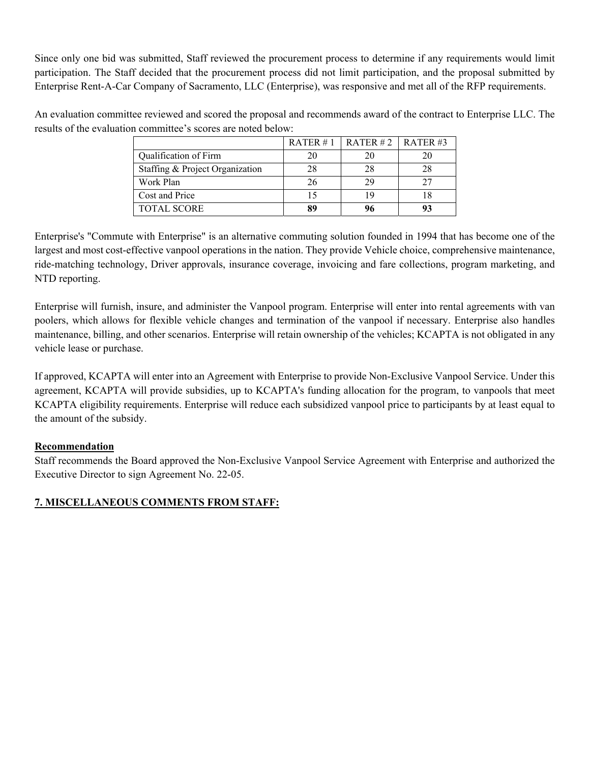Since only one bid was submitted, Staff reviewed the procurement process to determine if any requirements would limit participation. The Staff decided that the procurement process did not limit participation, and the proposal submitted by Enterprise Rent-A-Car Company of Sacramento, LLC (Enterprise), was responsive and met all of the RFP requirements.

An evaluation committee reviewed and scored the proposal and recommends award of the contract to Enterprise LLC. The results of the evaluation committee's scores are noted below:

| | RATER # 1 | RATER # 2 | RATER #3 |
|---|---|---|---|
| Qualification of Firm | 20 | 20 | 20 |
| Staffing & Project Organization | 28 | 28 | 28 |
| Work Plan | 26 | 29 | 27 |
| Cost and Price | 15 | 19 | 18 |
| TOTAL SCORE | **89** | **96** | **93** |

Enterprise's "Commute with Enterprise" is an alternative commuting solution founded in 1994 that has become one of the largest and most cost-effective vanpool operations in the nation. They provide Vehicle choice, comprehensive maintenance, ride-matching technology, Driver approvals, insurance coverage, invoicing and fare collections, program marketing, and NTD reporting.

Enterprise will furnish, insure, and administer the Vanpool program. Enterprise will enter into rental agreements with van poolers, which allows for flexible vehicle changes and termination of the vanpool if necessary. Enterprise also handles maintenance, billing, and other scenarios. Enterprise will retain ownership of the vehicles; KCAPTA is not obligated in any vehicle lease or purchase.

If approved, KCAPTA will enter into an Agreement with Enterprise to provide Non-Exclusive Vanpool Service. Under this agreement, KCAPTA will provide subsidies, up to KCAPTA's funding allocation for the program, to vanpools that meet KCAPTA eligibility requirements. Enterprise will reduce each subsidized vanpool price to participants by at least equal to the amount of the subsidy.

**Recommendation**

Staff recommends the Board approved the Non-Exclusive Vanpool Service Agreement with Enterprise and authorized the Executive Director to sign Agreement No. 22-05.

## 7. MISCELLANEOUS COMMENTS FROM STAFF: